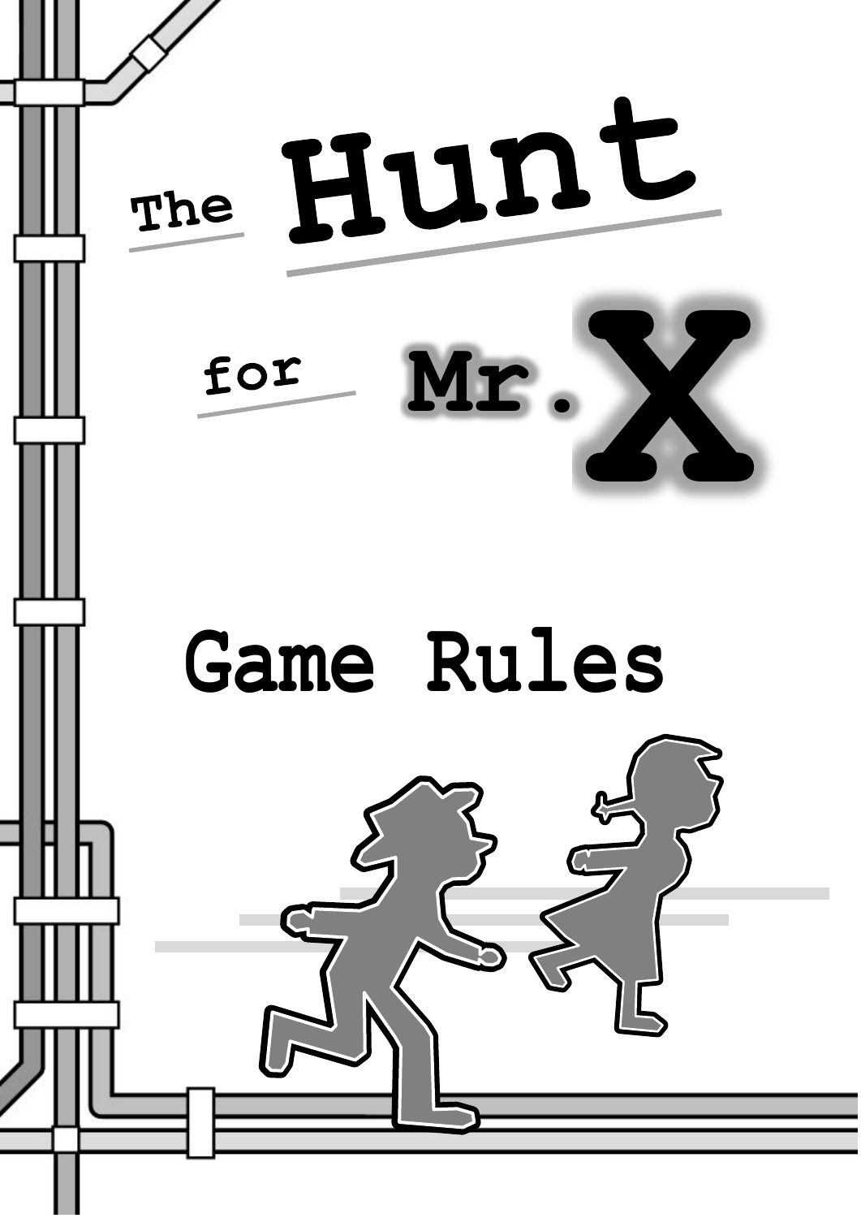# The Hunt for Mr. X

## Game Rules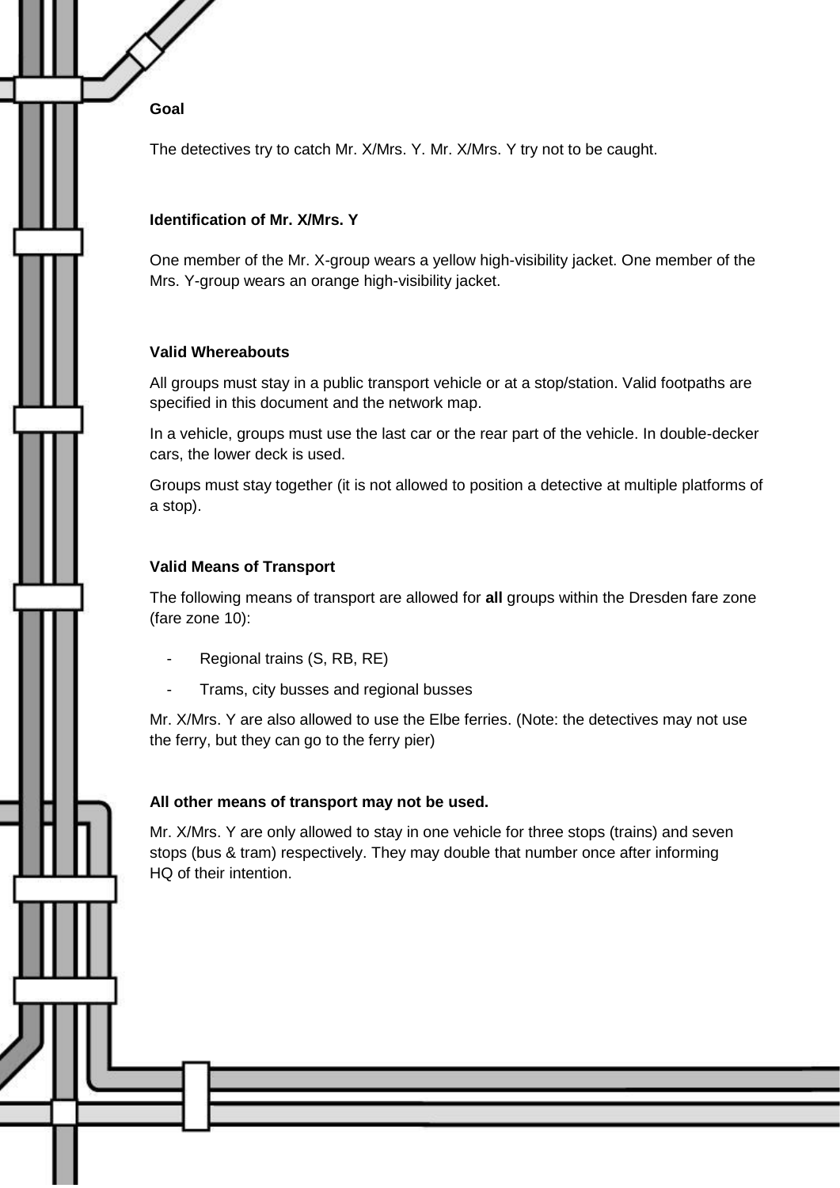## Goal

The detectives try to catch Mr. X/Mrs. Y. Mr. X/Mrs. Y try not to be caught.

## Identification of Mr. X/Mrs. Y

One member of the Mr. X-group wears a yellow high-visibility jacket. One member of the Mrs. Y-group wears an orange high-visibility jacket.

## Valid Whereabouts

All groups must stay in a public transport vehicle or at a stop/station. Valid footpaths are specified in this document and the network map.

In a vehicle, groups must use the last car or the rear part of the vehicle. In double-decker cars, the lower deck is used.

Groups must stay together (it is not allowed to position a detective at multiple platforms of a stop).

## Valid Means of Transport

The following means of transport are allowed for **all** groups within the Dresden fare zone (fare zone 10):

- Regional trains (S, RB, RE)
- Trams, city busses and regional busses

Mr. X/Mrs. Y are also allowed to use the Elbe ferries. (Note: the detectives may not use the ferry, but they can go to the ferry pier)

**All other means of transport may not be used.**

Mr. X/Mrs. Y are only allowed to stay in one vehicle for three stops (trains) and seven stops (bus & tram) respectively. They may double that number once after informing HQ of their intention.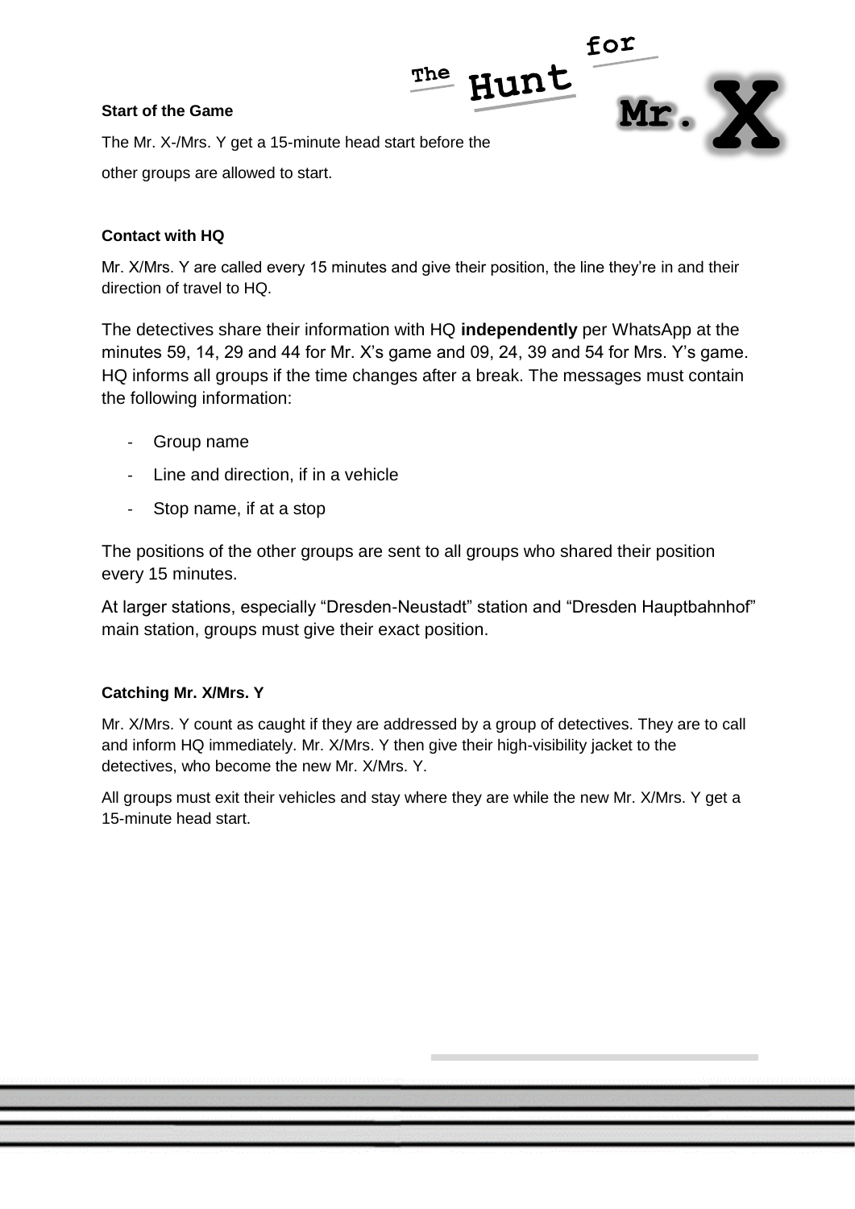**Start of the Game**

The Mr. X-/Mrs. Y get a 15-minute head start before the other groups are allowed to start.

**Contact with HQ**

Mr. X/Mrs. Y are called every 15 minutes and give their position, the line they're in and their direction of travel to HQ.

The detectives share their information with HQ **independently** per WhatsApp at the minutes 59, 14, 29 and 44 for Mr. X's game and 09, 24, 39 and 54 for Mrs. Y's game. HQ informs all groups if the time changes after a break. The messages must contain the following information:

- Group name
- Line and direction, if in a vehicle
- Stop name, if at a stop

The positions of the other groups are sent to all groups who shared their position every 15 minutes.

At larger stations, especially "Dresden-Neustadt" station and "Dresden Hauptbahnhof" main station, groups must give their exact position.

**Catching Mr. X/Mrs. Y**

Mr. X/Mrs. Y count as caught if they are addressed by a group of detectives. They are to call and inform HQ immediately. Mr. X/Mrs. Y then give their high-visibility jacket to the detectives, who become the new Mr. X/Mrs. Y.

All groups must exit their vehicles and stay where they are while the new Mr. X/Mrs. Y get a 15-minute head start.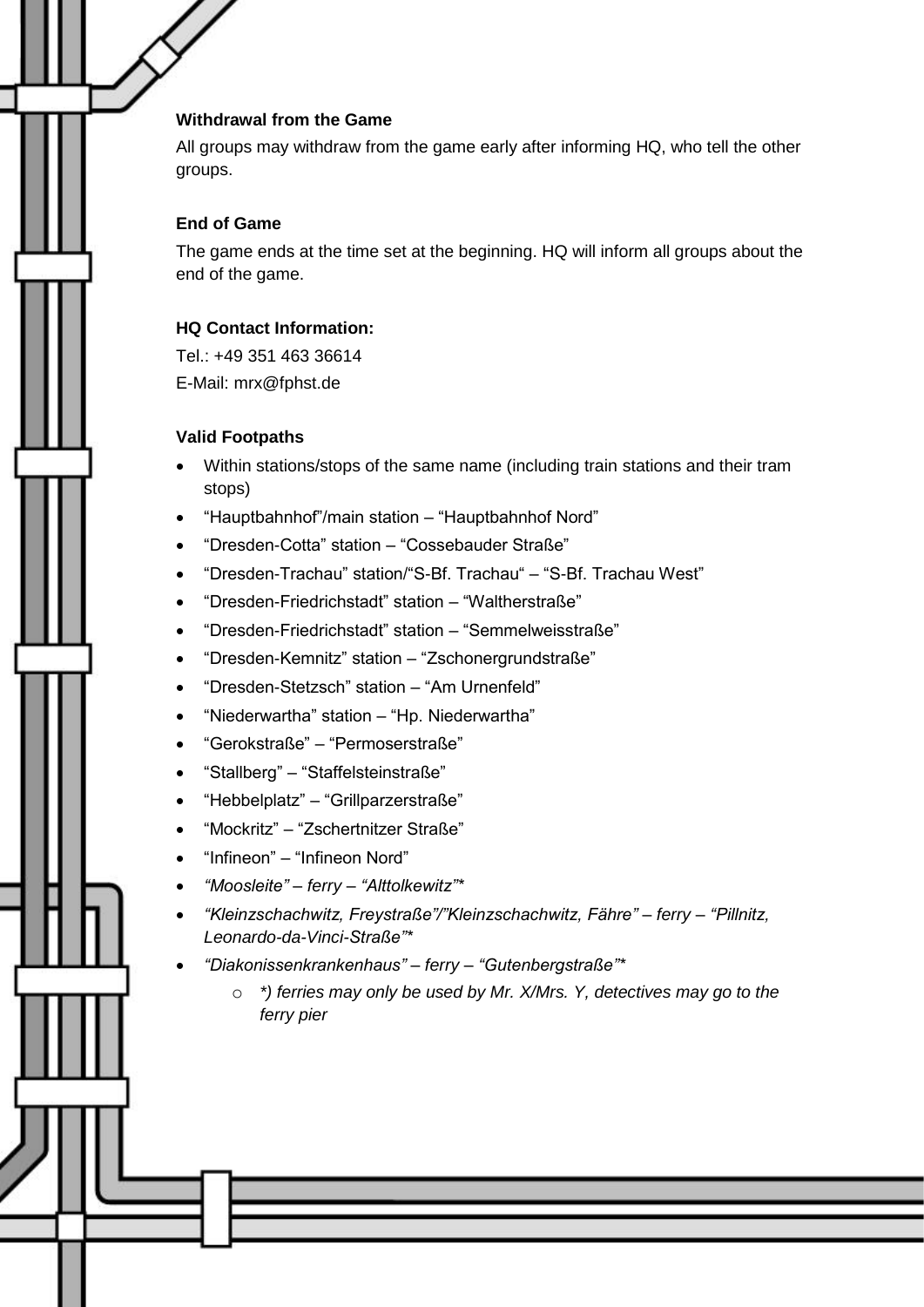**Withdrawal from the Game**

All groups may withdraw from the game early after informing HQ, who tell the other groups.

**End of Game**

The game ends at the time set at the beginning. HQ will inform all groups about the end of the game.

**HQ Contact Information:**

Tel.: +49 351 463 36614

E-Mail: mrx@fphst.de

**Valid Footpaths**

- Within stations/stops of the same name (including train stations and their tram stops)
- "Hauptbahnhof"/main station – "Hauptbahnhof Nord"
- "Dresden-Cotta" station – "Cossebauder Straße"
- "Dresden-Trachau" station/"S-Bf. Trachau" – "S-Bf. Trachau West"
- "Dresden-Friedrichstadt" station – "Waltherstraße"
- "Dresden-Friedrichstadt" station – "Semmelweisstraße"
- "Dresden-Kemnitz" station – "Zschonergrundstraße"
- "Dresden-Stetzsch" station – "Am Urnenfeld"
- "Niederwartha" station – "Hp. Niederwartha"
- "Gerokstraße" – "Permoserstraße"
- "Stallberg" – "Staffelsteinstraße"
- "Hebbelplatz" – "Grillparzerstraße"
- "Mockritz" – "Zschertnitzer Straße"
- "Infineon" – "Infineon Nord"
- *"Moosleite" – ferry – "Alttolkewitz"**
- *"Kleinzschachwitz, Freystraße"/"Kleinzschachwitz, Fähre" – ferry – "Pillnitz, Leonardo-da-Vinci-Straße"**
- *"Diakonissenkrankenhaus" – ferry – "Gutenbergstraße"**
  - *\*) ferries may only be used by Mr. X/Mrs. Y, detectives may go to the ferry pier*